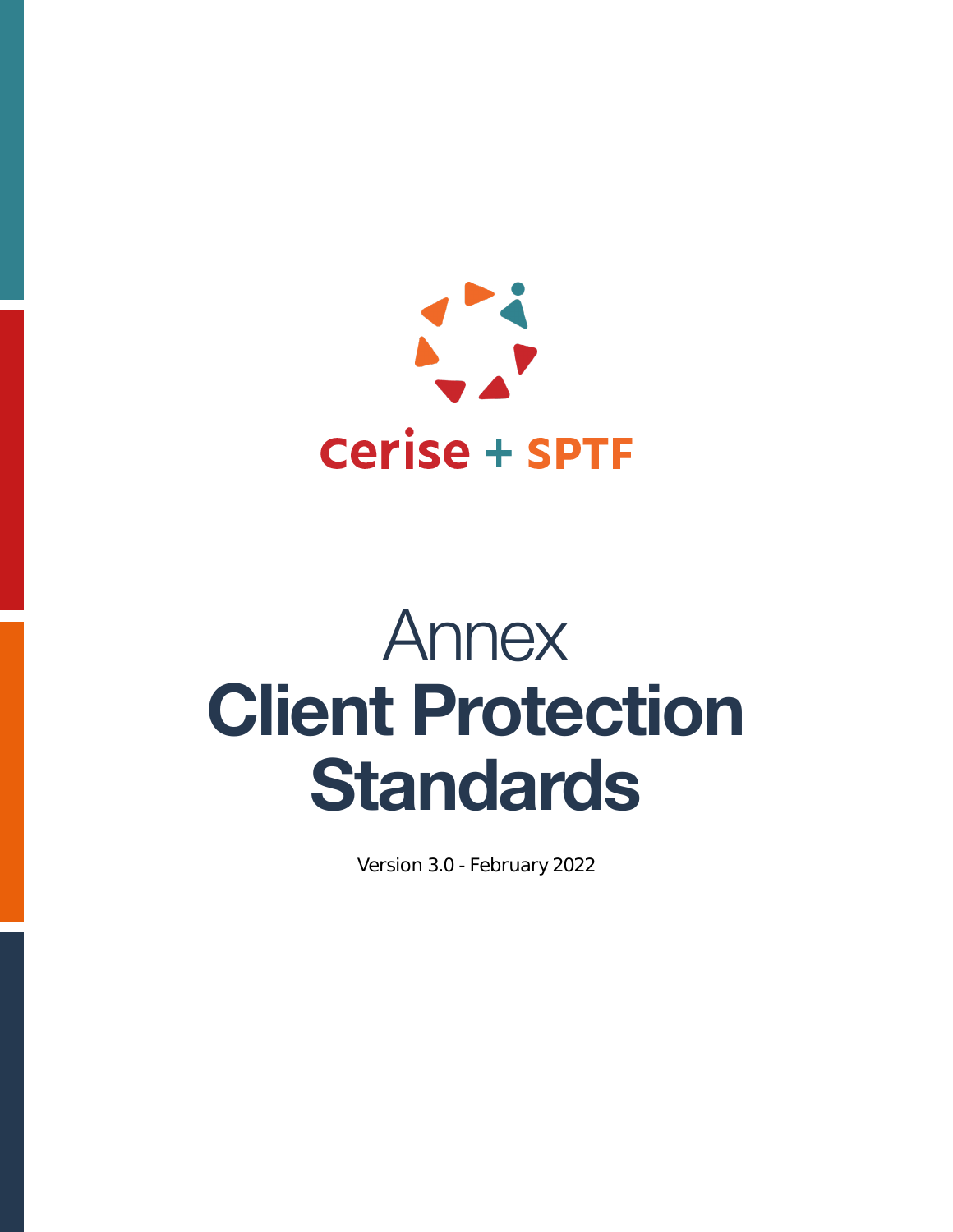cerise + SPTF

# Annex
# Client Protection Standards

Version 3.0 - February 2022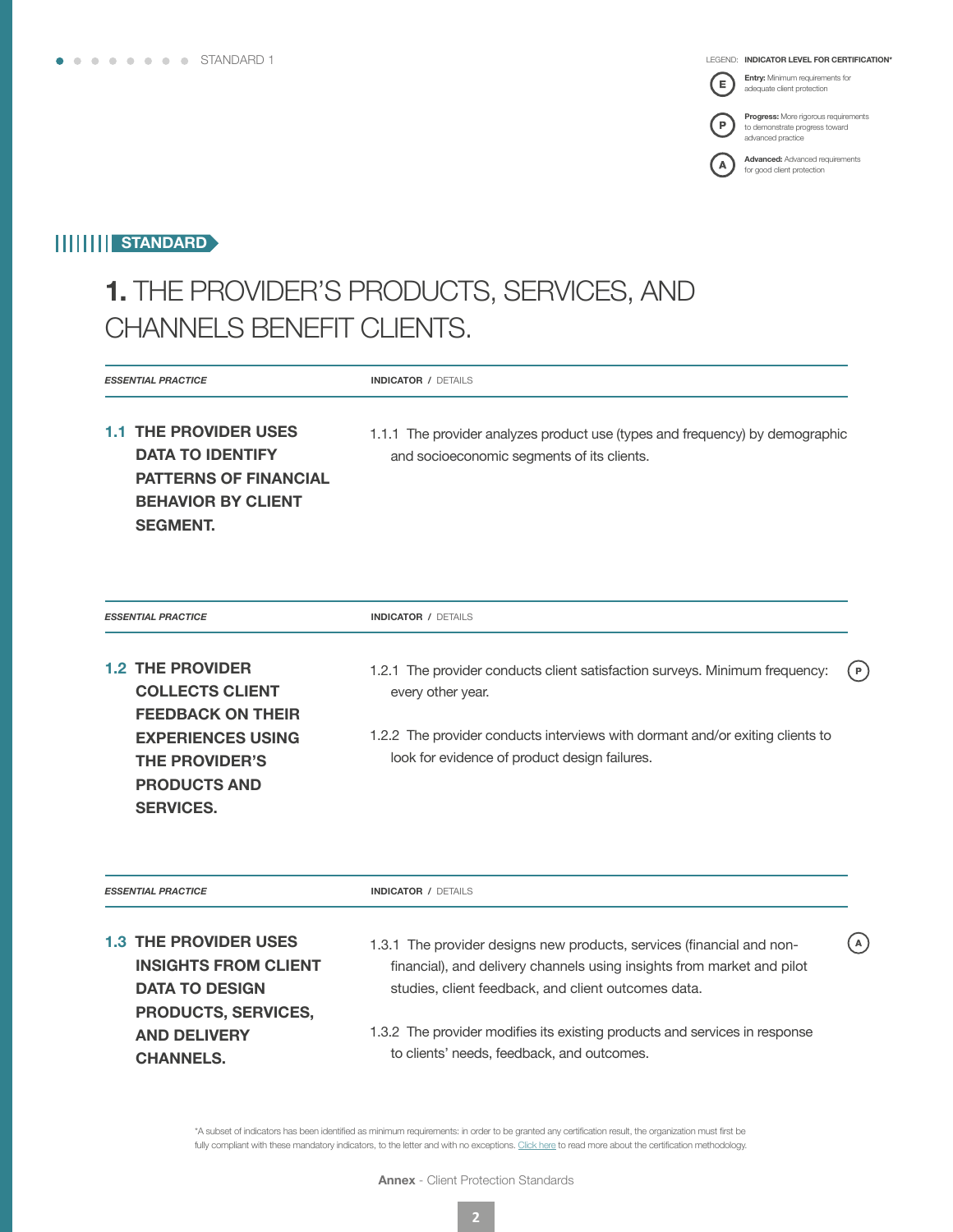STANDARD 1

LEGEND: **INDICATOR LEVEL FOR CERTIFICATION***

- **E** — **Entry:** Minimum requirements for adequate client protection
- **P** — **Progress:** More rigorous requirements to demonstrate progress toward advanced practice
- **A** — **Advanced:** Advanced requirements for good client protection

STANDARD

# 1. THE PROVIDER'S PRODUCTS, SERVICES, AND CHANNELS BENEFIT CLIENTS.

| *ESSENTIAL PRACTICE* | **INDICATOR** / DETAILS | |
|---|---|---|
| **1.1 THE PROVIDER USES DATA TO IDENTIFY PATTERNS OF FINANCIAL BEHAVIOR BY CLIENT SEGMENT.** | 1.1.1 The provider analyzes product use (types and frequency) by demographic and socioeconomic segments of its clients. | |

| *ESSENTIAL PRACTICE* | **INDICATOR** / DETAILS | |
|---|---|---|
| **1.2 THE PROVIDER COLLECTS CLIENT FEEDBACK ON THEIR EXPERIENCES USING THE PROVIDER'S PRODUCTS AND SERVICES.** | 1.2.1 The provider conducts client satisfaction surveys. Minimum frequency: every other year. | P |
| | 1.2.2 The provider conducts interviews with dormant and/or exiting clients to look for evidence of product design failures. | |

| *ESSENTIAL PRACTICE* | **INDICATOR** / DETAILS | |
|---|---|---|
| **1.3 THE PROVIDER USES INSIGHTS FROM CLIENT DATA TO DESIGN PRODUCTS, SERVICES, AND DELIVERY CHANNELS.** | 1.3.1 The provider designs new products, services (financial and non-financial), and delivery channels using insights from market and pilot studies, client feedback, and client outcomes data. | A |
| | 1.3.2 The provider modifies its existing products and services in response to clients' needs, feedback, and outcomes. | |

*A subset of indicators has been identified as minimum requirements: in order to be granted any certification result, the organization must first be fully compliant with these mandatory indicators, to the letter and with no exceptions. Click here to read more about the certification methodology.

**Annex** - Client Protection Standards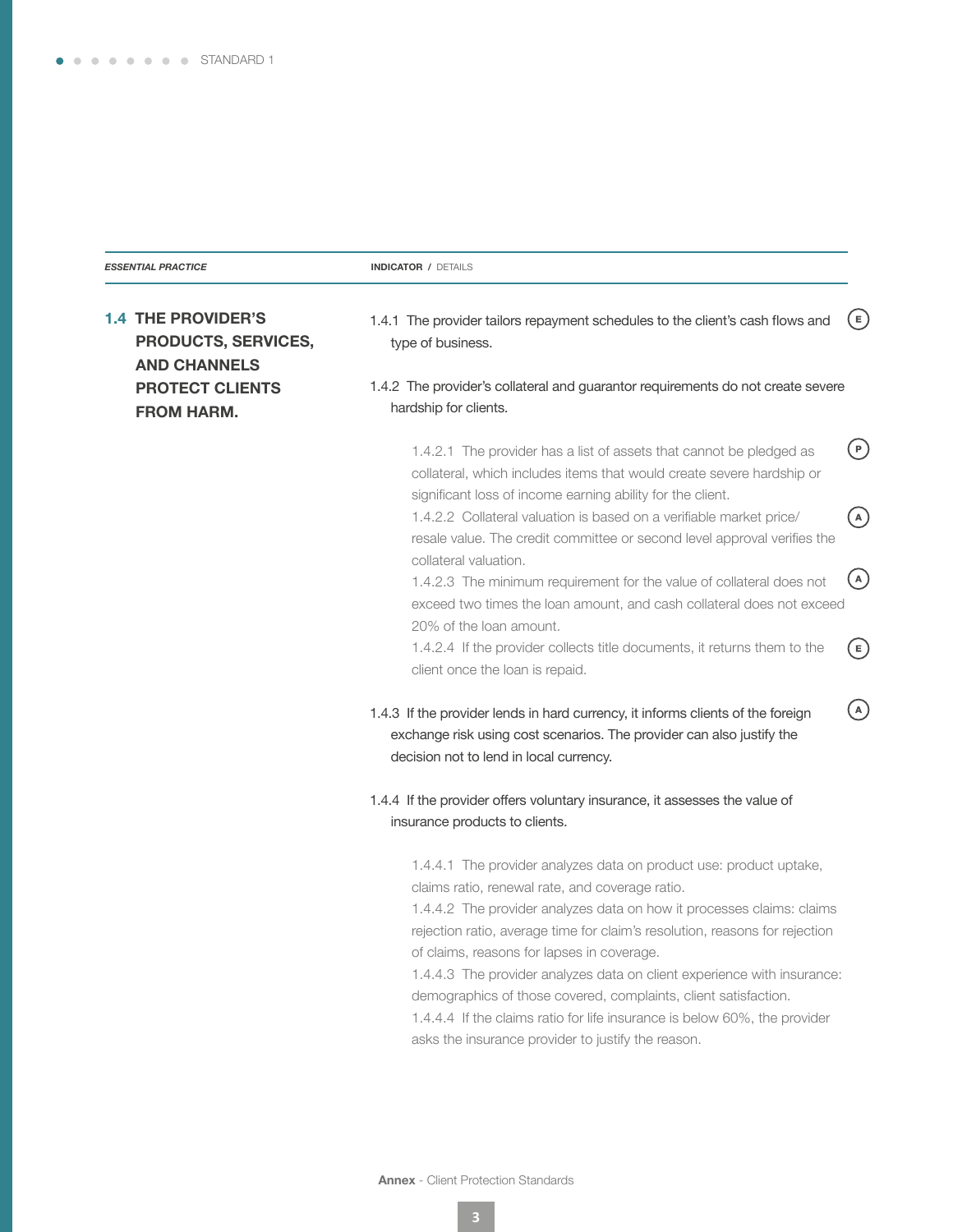| *ESSENTIAL PRACTICE* | **INDICATOR** / DETAILS | |
|---|---|---|
| **1.4 THE PROVIDER'S PRODUCTS, SERVICES, AND CHANNELS PROTECT CLIENTS FROM HARM.** | 1.4.1 The provider tailors repayment schedules to the client's cash flows and type of business. | E |
| | 1.4.2 The provider's collateral and guarantor requirements do not create severe hardship for clients. | |
| | 1.4.2.1 The provider has a list of assets that cannot be pledged as collateral, which includes items that would create severe hardship or significant loss of income earning ability for the client. | P |
| | 1.4.2.2 Collateral valuation is based on a verifiable market price/ resale value. The credit committee or second level approval verifies the collateral valuation. | A |
| | 1.4.2.3 The minimum requirement for the value of collateral does not exceed two times the loan amount, and cash collateral does not exceed 20% of the loan amount. | A |
| | 1.4.2.4 If the provider collects title documents, it returns them to the client once the loan is repaid. | E |
| | 1.4.3 If the provider lends in hard currency, it informs clients of the foreign exchange risk using cost scenarios. The provider can also justify the decision not to lend in local currency. | A |
| | 1.4.4 If the provider offers voluntary insurance, it assesses the value of insurance products to clients. | |
| | 1.4.4.1 The provider analyzes data on product use: product uptake, claims ratio, renewal rate, and coverage ratio. | |
| | 1.4.4.2 The provider analyzes data on how it processes claims: claims rejection ratio, average time for claim's resolution, reasons for rejection of claims, reasons for lapses in coverage. | |
| | 1.4.4.3 The provider analyzes data on client experience with insurance: demographics of those covered, complaints, client satisfaction. | |
| | 1.4.4.4 If the claims ratio for life insurance is below 60%, the provider asks the insurance provider to justify the reason. | |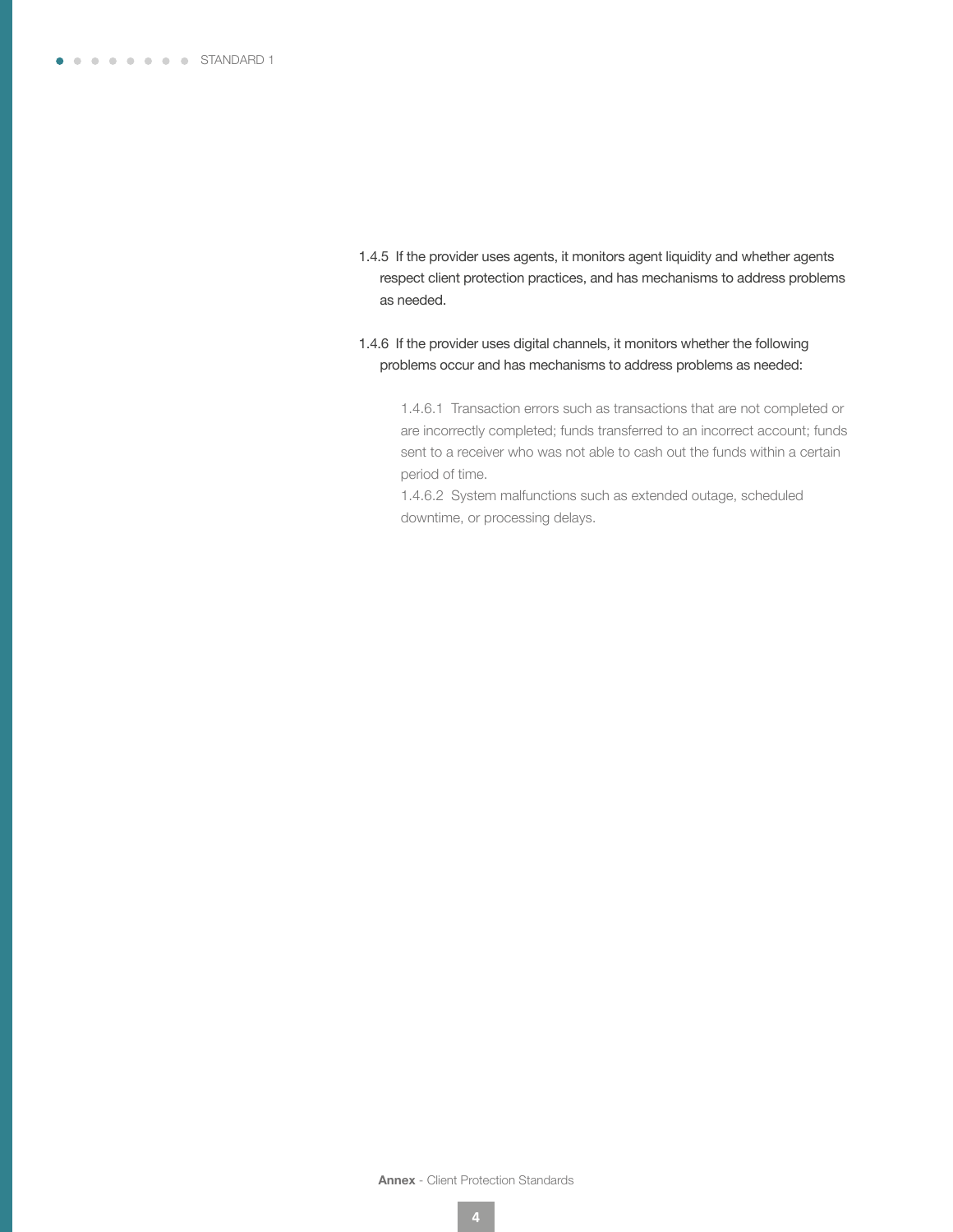1.4.5 If the provider uses agents, it monitors agent liquidity and whether agents respect client protection practices, and has mechanisms to address problems as needed.

1.4.6 If the provider uses digital channels, it monitors whether the following problems occur and has mechanisms to address problems as needed:

- 1.4.6.1 Transaction errors such as transactions that are not completed or are incorrectly completed; funds transferred to an incorrect account; funds sent to a receiver who was not able to cash out the funds within a certain period of time.
- 1.4.6.2 System malfunctions such as extended outage, scheduled downtime, or processing delays.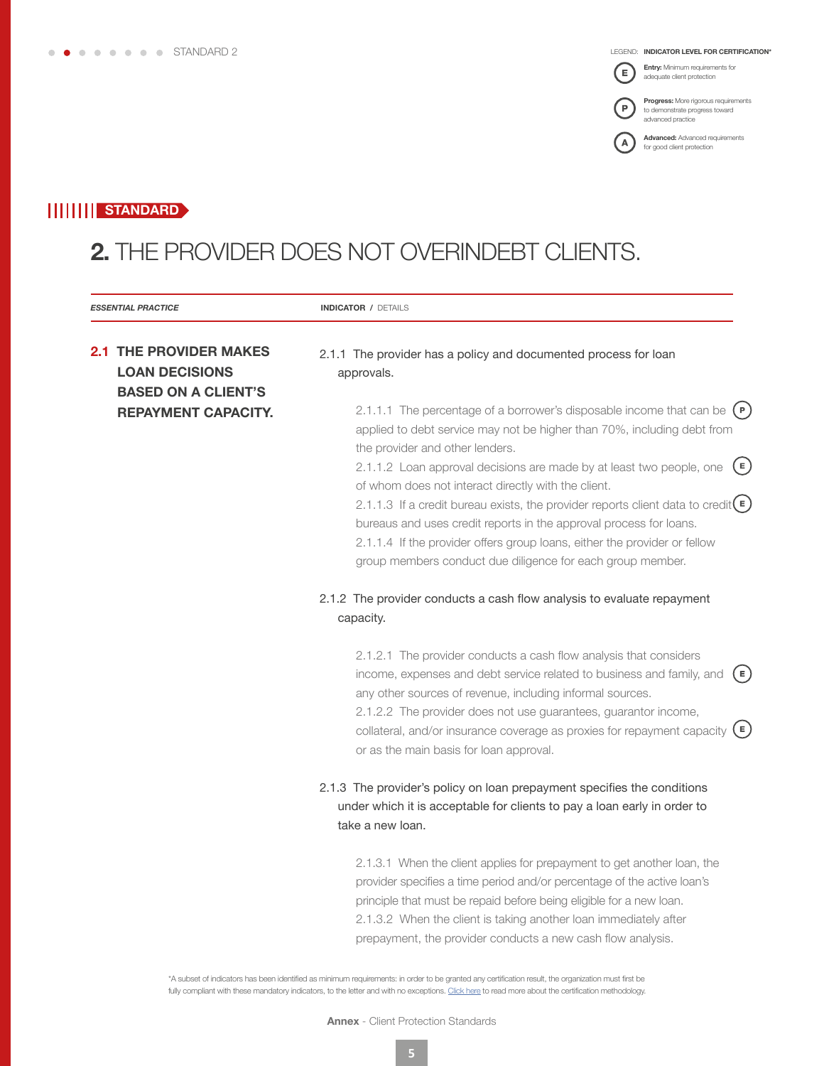STANDARD 2

LEGEND: **INDICATOR LEVEL FOR CERTIFICATION***

- (E) **Entry:** Minimum requirements for adequate client protection
- (P) **Progress:** More rigorous requirements to demonstrate progress toward advanced practice
- (A) **Advanced:** Advanced requirements for good client protection

**STANDARD**

# 2. THE PROVIDER DOES NOT OVERINDEBT CLIENTS.

| *ESSENTIAL PRACTICE* | **INDICATOR** / DETAILS |
|---|---|

## 2.1 THE PROVIDER MAKES LOAN DECISIONS BASED ON A CLIENT'S REPAYMENT CAPACITY.

2.1.1 The provider has a policy and documented process for loan approvals.

- 2.1.1.1 The percentage of a borrower's disposable income that can be applied to debt service may not be higher than 70%, including debt from the provider and other lenders. (P)
- 2.1.1.2 Loan approval decisions are made by at least two people, one of whom does not interact directly with the client. (E)
- 2.1.1.3 If a credit bureau exists, the provider reports client data to credit bureaus and uses credit reports in the approval process for loans. (E)
- 2.1.1.4 If the provider offers group loans, either the provider or fellow group members conduct due diligence for each group member.

2.1.2 The provider conducts a cash flow analysis to evaluate repayment capacity.

- 2.1.2.1 The provider conducts a cash flow analysis that considers income, expenses and debt service related to business and family, and any other sources of revenue, including informal sources. (E)
- 2.1.2.2 The provider does not use guarantees, guarantor income, collateral, and/or insurance coverage as proxies for repayment capacity or as the main basis for loan approval. (E)

2.1.3 The provider's policy on loan prepayment specifies the conditions under which it is acceptable for clients to pay a loan early in order to take a new loan.

- 2.1.3.1 When the client applies for prepayment to get another loan, the provider specifies a time period and/or percentage of the active loan's principle that must be repaid before being eligible for a new loan.
- 2.1.3.2 When the client is taking another loan immediately after prepayment, the provider conducts a new cash flow analysis.

*A subset of indicators has been identified as minimum requirements: in order to be granted any certification result, the organization must first be fully compliant with these mandatory indicators, to the letter and with no exceptions. Click here to read more about the certification methodology.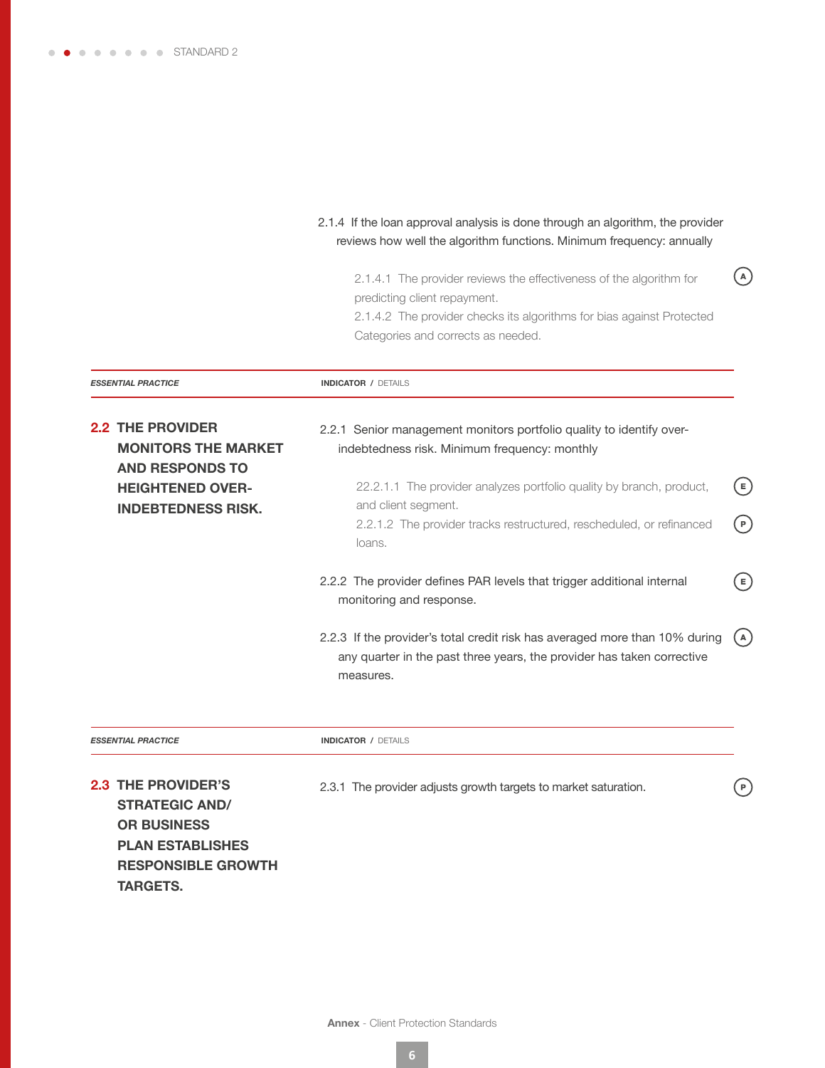2.1.4 If the loan approval analysis is done through an algorithm, the provider reviews how well the algorithm functions. Minimum frequency: annually

2.1.4.1 The provider reviews the effectiveness of the algorithm for predicting client repayment. (A)

2.1.4.2 The provider checks its algorithms for bias against Protected Categories and corrects as needed.

| *ESSENTIAL PRACTICE* | **INDICATOR** / DETAILS | |
|---|---|---|
| **2.2 THE PROVIDER MONITORS THE MARKET AND RESPONDS TO HEIGHTENED OVER-INDEBTEDNESS RISK.** | 2.2.1 Senior management monitors portfolio quality to identify over-indebtedness risk. Minimum frequency: monthly | |
| | 22.2.1.1 The provider analyzes portfolio quality by branch, product, and client segment. | E |
| | 2.2.1.2 The provider tracks restructured, rescheduled, or refinanced loans. | P |
| | 2.2.2 The provider defines PAR levels that trigger additional internal monitoring and response. | E |
| | 2.2.3 If the provider's total credit risk has averaged more than 10% during any quarter in the past three years, the provider has taken corrective measures. | A |

| *ESSENTIAL PRACTICE* | **INDICATOR** / DETAILS | |
|---|---|---|
| **2.3 THE PROVIDER'S STRATEGIC AND/ OR BUSINESS PLAN ESTABLISHES RESPONSIBLE GROWTH TARGETS.** | 2.3.1 The provider adjusts growth targets to market saturation. | P |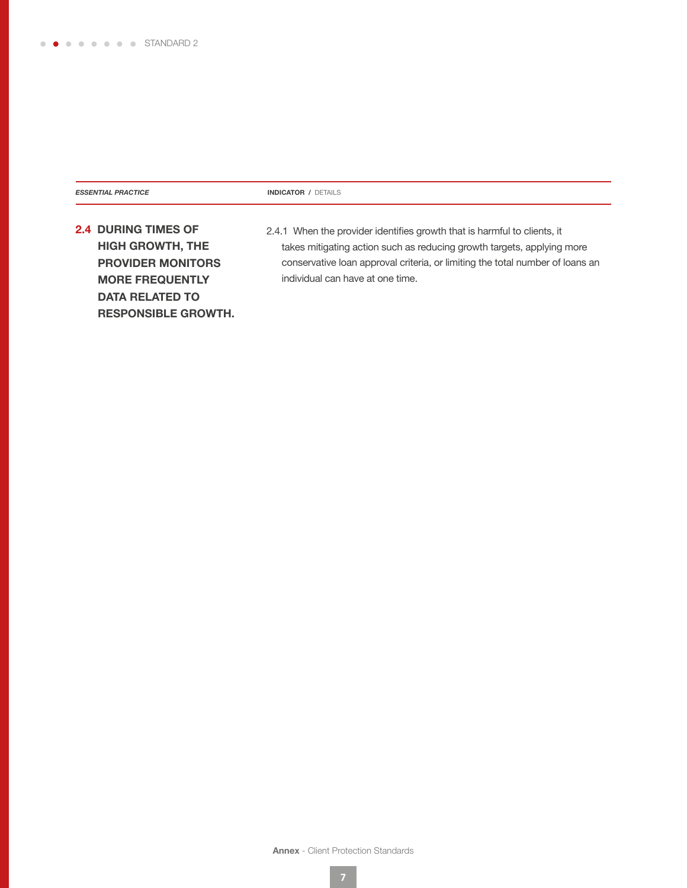| *ESSENTIAL PRACTICE* | **INDICATOR** / DETAILS |
| --- | --- |
| **2.4 DURING TIMES OF HIGH GROWTH, THE PROVIDER MONITORS MORE FREQUENTLY DATA RELATED TO RESPONSIBLE GROWTH.** | 2.4.1 When the provider identifies growth that is harmful to clients, it takes mitigating action such as reducing growth targets, applying more conservative loan approval criteria, or limiting the total number of loans an individual can have at one time. |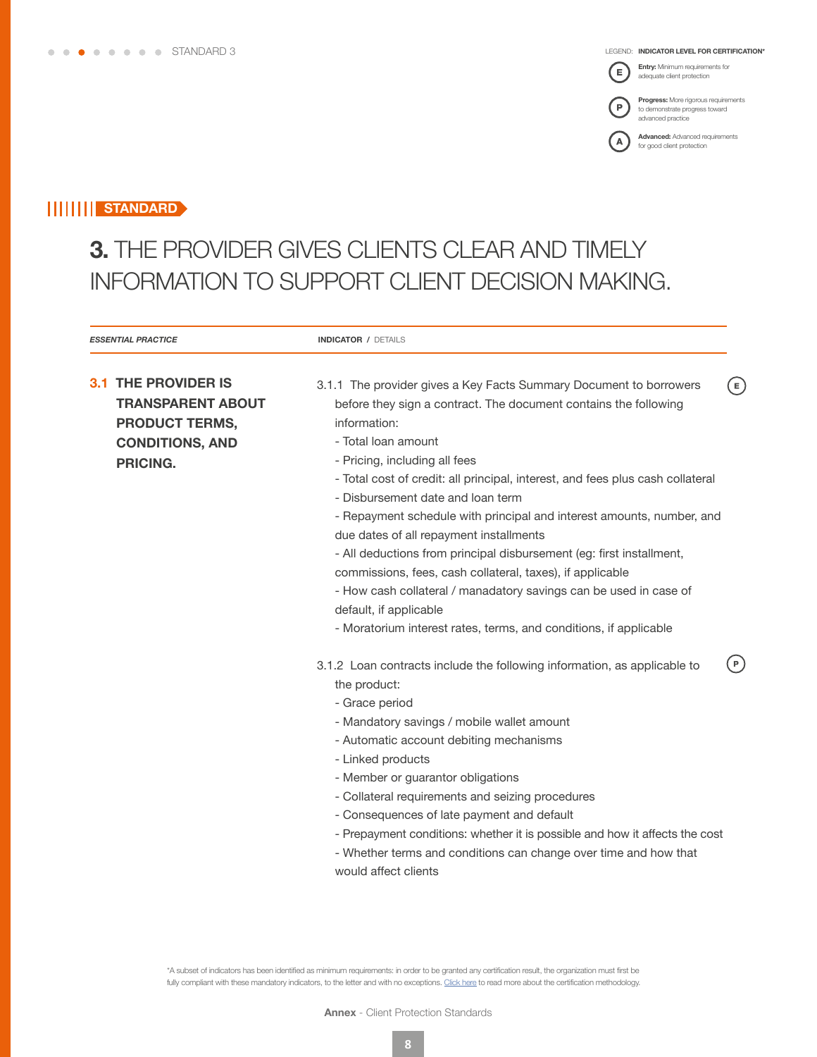STANDARD 3

LEGEND: **INDICATOR LEVEL FOR CERTIFICATION***

- **E** — **Entry:** Minimum requirements for adequate client protection
- **P** — **Progress:** More rigorous requirements to demonstrate progress toward advanced practice
- **A** — **Advanced:** Advanced requirements for good client protection

**STANDARD**

# 3. THE PROVIDER GIVES CLIENTS CLEAR AND TIMELY INFORMATION TO SUPPORT CLIENT DECISION MAKING.

| *ESSENTIAL PRACTICE* | **INDICATOR** / DETAILS | |
|---|---|---|
| **3.1 THE PROVIDER IS TRANSPARENT ABOUT PRODUCT TERMS, CONDITIONS, AND PRICING.** | 3.1.1 The provider gives a Key Facts Summary Document to borrowers before they sign a contract. The document contains the following information:<br>- Total loan amount<br>- Pricing, including all fees<br>- Total cost of credit: all principal, interest, and fees plus cash collateral<br>- Disbursement date and loan term<br>- Repayment schedule with principal and interest amounts, number, and due dates of all repayment installments<br>- All deductions from principal disbursement (eg: first installment, commissions, fees, cash collateral, taxes), if applicable<br>- How cash collateral / manadatory savings can be used in case of default, if applicable<br>- Moratorium interest rates, terms, and conditions, if applicable | E |
| | 3.1.2 Loan contracts include the following information, as applicable to the product:<br>- Grace period<br>- Mandatory savings / mobile wallet amount<br>- Automatic account debiting mechanisms<br>- Linked products<br>- Member or guarantor obligations<br>- Collateral requirements and seizing procedures<br>- Consequences of late payment and default<br>- Prepayment conditions: whether it is possible and how it affects the cost<br>- Whether terms and conditions can change over time and how that would affect clients | P |

*A subset of indicators has been identified as minimum requirements: in order to be granted any certification result, the organization must first be fully compliant with these mandatory indicators, to the letter and with no exceptions. Click here to read more about the certification methodology.

**Annex** - Client Protection Standards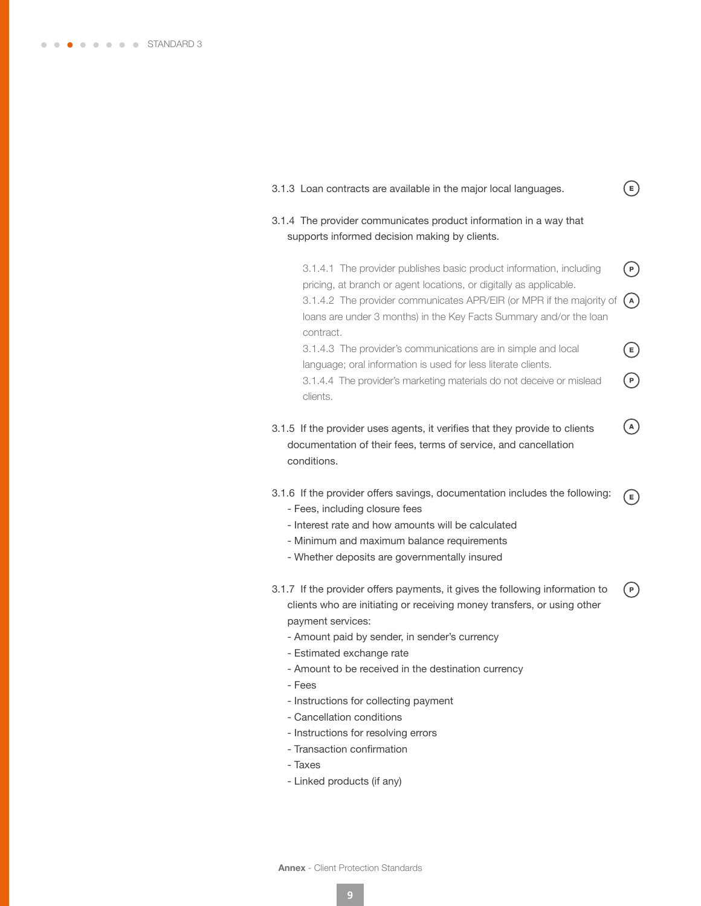3.1.3 Loan contracts are available in the major local languages. (E)

3.1.4 The provider communicates product information in a way that supports informed decision making by clients.

- 3.1.4.1 The provider publishes basic product information, including pricing, at branch or agent locations, or digitally as applicable. (P)
- 3.1.4.2 The provider communicates APR/EIR (or MPR if the majority of loans are under 3 months) in the Key Facts Summary and/or the loan contract. (A)
- 3.1.4.3 The provider's communications are in simple and local language; oral information is used for less literate clients. (E)
- 3.1.4.4 The provider's marketing materials do not deceive or mislead clients. (P)

3.1.5 If the provider uses agents, it verifies that they provide to clients documentation of their fees, terms of service, and cancellation conditions. (A)

3.1.6 If the provider offers savings, documentation includes the following: (E)

- Fees, including closure fees
- Interest rate and how amounts will be calculated
- Minimum and maximum balance requirements
- Whether deposits are governmentally insured

3.1.7 If the provider offers payments, it gives the following information to clients who are initiating or receiving money transfers, or using other payment services: (P)

- Amount paid by sender, in sender's currency
- Estimated exchange rate
- Amount to be received in the destination currency
- Fees
- Instructions for collecting payment
- Cancellation conditions
- Instructions for resolving errors
- Transaction confirmation
- Taxes
- Linked products (if any)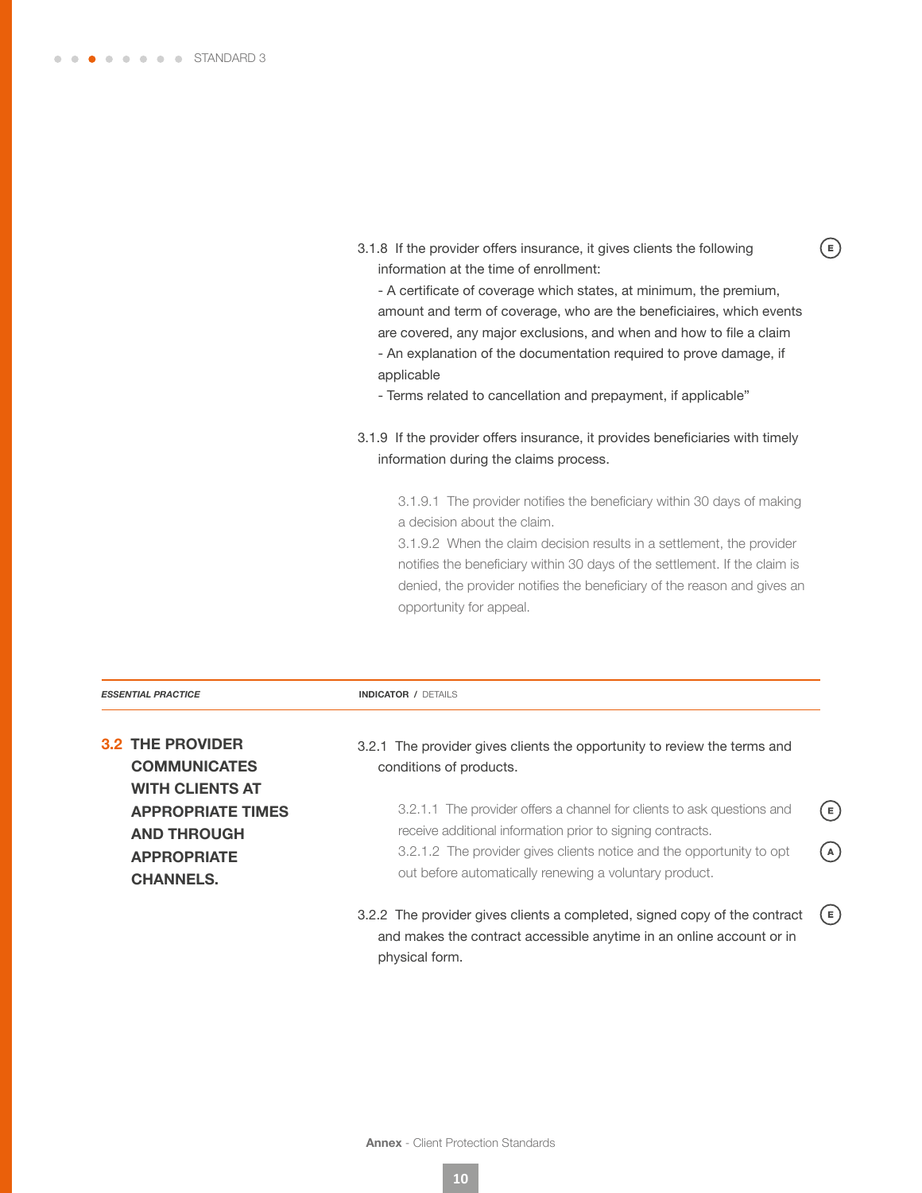3.1.8 If the provider offers insurance, it gives clients the following information at the time of enrollment: **(E)**
- A certificate of coverage which states, at minimum, the premium, amount and term of coverage, who are the beneficiaires, which events are covered, any major exclusions, and when and how to file a claim
- An explanation of the documentation required to prove damage, if applicable
- Terms related to cancellation and prepayment, if applicable"

3.1.9 If the provider offers insurance, it provides beneficiaries with timely information during the claims process.

3.1.9.1 The provider notifies the beneficiary within 30 days of making a decision about the claim.

3.1.9.2 When the claim decision results in a settlement, the provider notifies the beneficiary within 30 days of the settlement. If the claim is denied, the provider notifies the beneficiary of the reason and gives an opportunity for appeal.

| *ESSENTIAL PRACTICE* | **INDICATOR** / DETAILS | |
|---|---|---|
| **3.2 THE PROVIDER COMMUNICATES WITH CLIENTS AT APPROPRIATE TIMES AND THROUGH APPROPRIATE CHANNELS.** | 3.2.1 The provider gives clients the opportunity to review the terms and conditions of products. | |
| | 3.2.1.1 The provider offers a channel for clients to ask questions and receive additional information prior to signing contracts. | E |
| | 3.2.1.2 The provider gives clients notice and the opportunity to opt out before automatically renewing a voluntary product. | A |
| | 3.2.2 The provider gives clients a completed, signed copy of the contract and makes the contract accessible anytime in an online account or in physical form. | E |

**Annex** - Client Protection Standards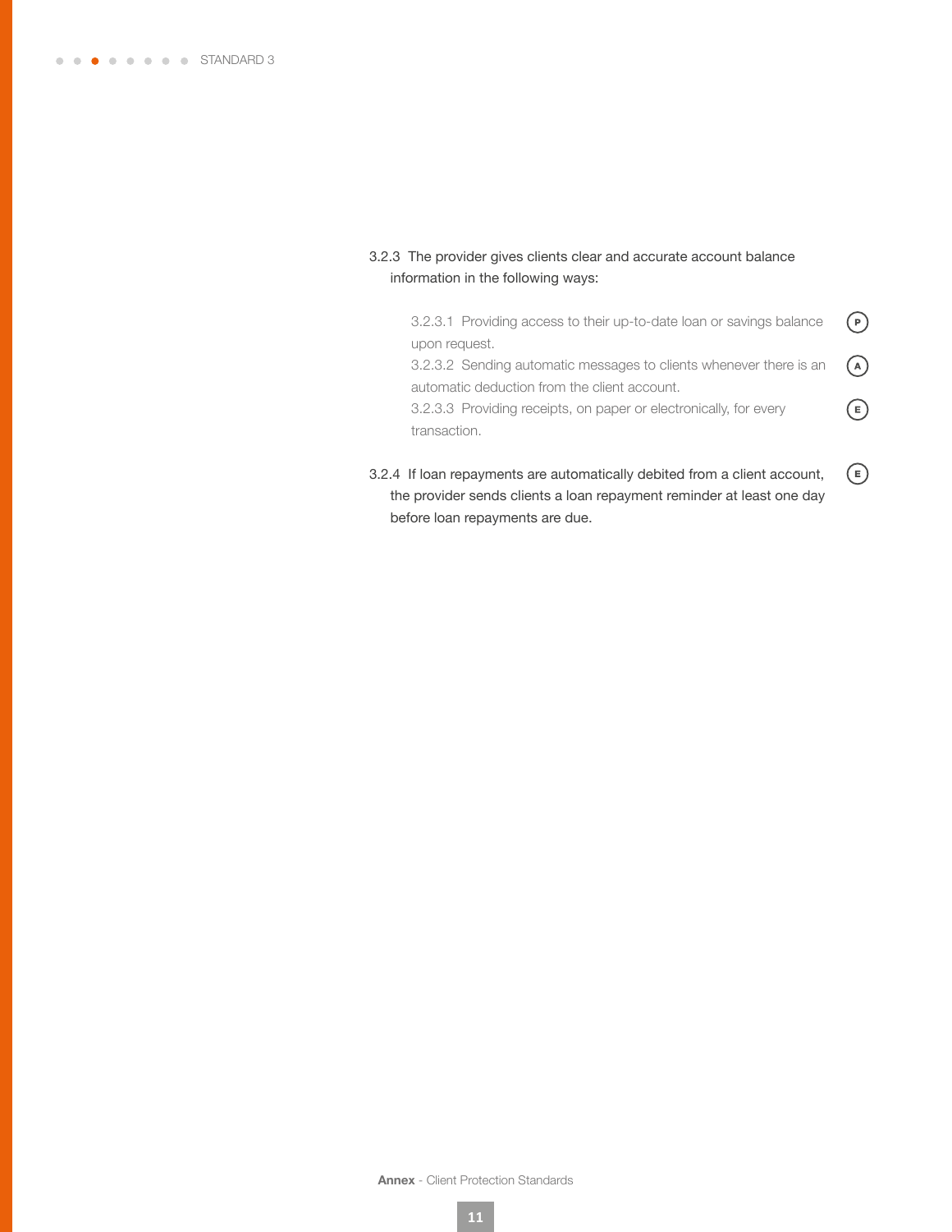3.2.3 The provider gives clients clear and accurate account balance information in the following ways:

- 3.2.3.1 Providing access to their up-to-date loan or savings balance upon request. (P)
- 3.2.3.2 Sending automatic messages to clients whenever there is an automatic deduction from the client account. (A)
- 3.2.3.3 Providing receipts, on paper or electronically, for every transaction. (E)

3.2.4 If loan repayments are automatically debited from a client account, the provider sends clients a loan repayment reminder at least one day before loan repayments are due. (E)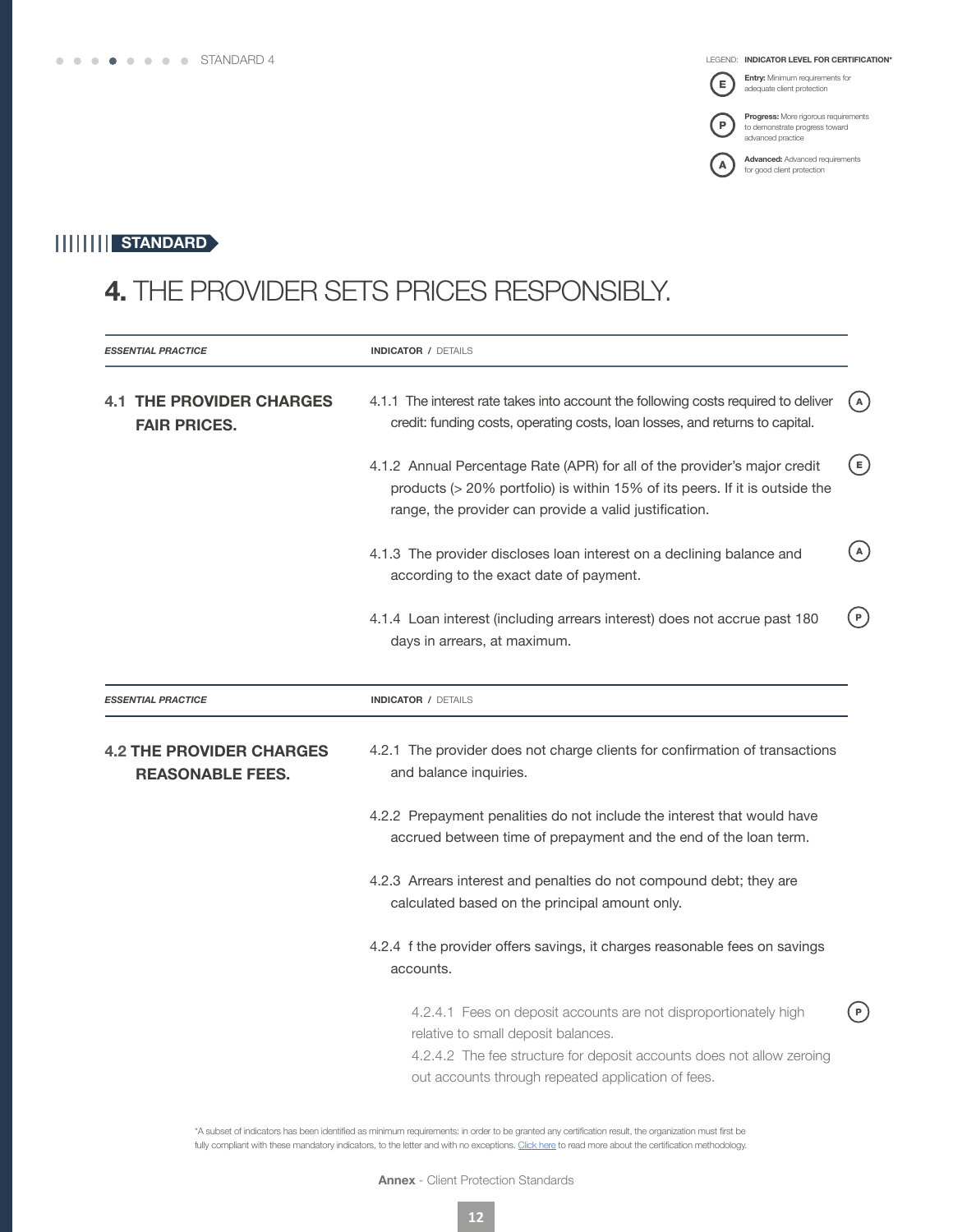LEGEND: **INDICATOR LEVEL FOR CERTIFICATION***

- **E** — **Entry:** Minimum requirements for adequate client protection
- **P** — **Progress:** More rigorous requirements to demonstrate progress toward advanced practice
- **A** — **Advanced:** Advanced requirements for good client protection

**STANDARD**

# 4. THE PROVIDER SETS PRICES RESPONSIBLY.

| *ESSENTIAL PRACTICE* | **INDICATOR** / DETAILS | |
|---|---|---|
| **4.1 THE PROVIDER CHARGES FAIR PRICES.** | 4.1.1 The interest rate takes into account the following costs required to deliver credit: funding costs, operating costs, loan losses, and returns to capital. | A |
| | 4.1.2 Annual Percentage Rate (APR) for all of the provider's major credit products (> 20% portfolio) is within 15% of its peers. If it is outside the range, the provider can provide a valid justification. | E |
| | 4.1.3 The provider discloses loan interest on a declining balance and according to the exact date of payment. | A |
| | 4.1.4 Loan interest (including arrears interest) does not accrue past 180 days in arrears, at maximum. | P |

| *ESSENTIAL PRACTICE* | **INDICATOR** / DETAILS | |
|---|---|---|
| **4.2 THE PROVIDER CHARGES REASONABLE FEES.** | 4.2.1 The provider does not charge clients for confirmation of transactions and balance inquiries. | |
| | 4.2.2 Prepayment penalities do not include the interest that would have accrued between time of prepayment and the end of the loan term. | |
| | 4.2.3 Arrears interest and penalties do not compound debt; they are calculated based on the principal amount only. | |
| | 4.2.4 f the provider offers savings, it charges reasonable fees on savings accounts. | |
| | 4.2.4.1 Fees on deposit accounts are not disproportionately high relative to small deposit balances.<br>4.2.4.2 The fee structure for deposit accounts does not allow zeroing out accounts through repeated application of fees. | P |

*A subset of indicators has been identified as minimum requirements: in order to be granted any certification result, the organization must first be fully compliant with these mandatory indicators, to the letter and with no exceptions. Click here to read more about the certification methodology.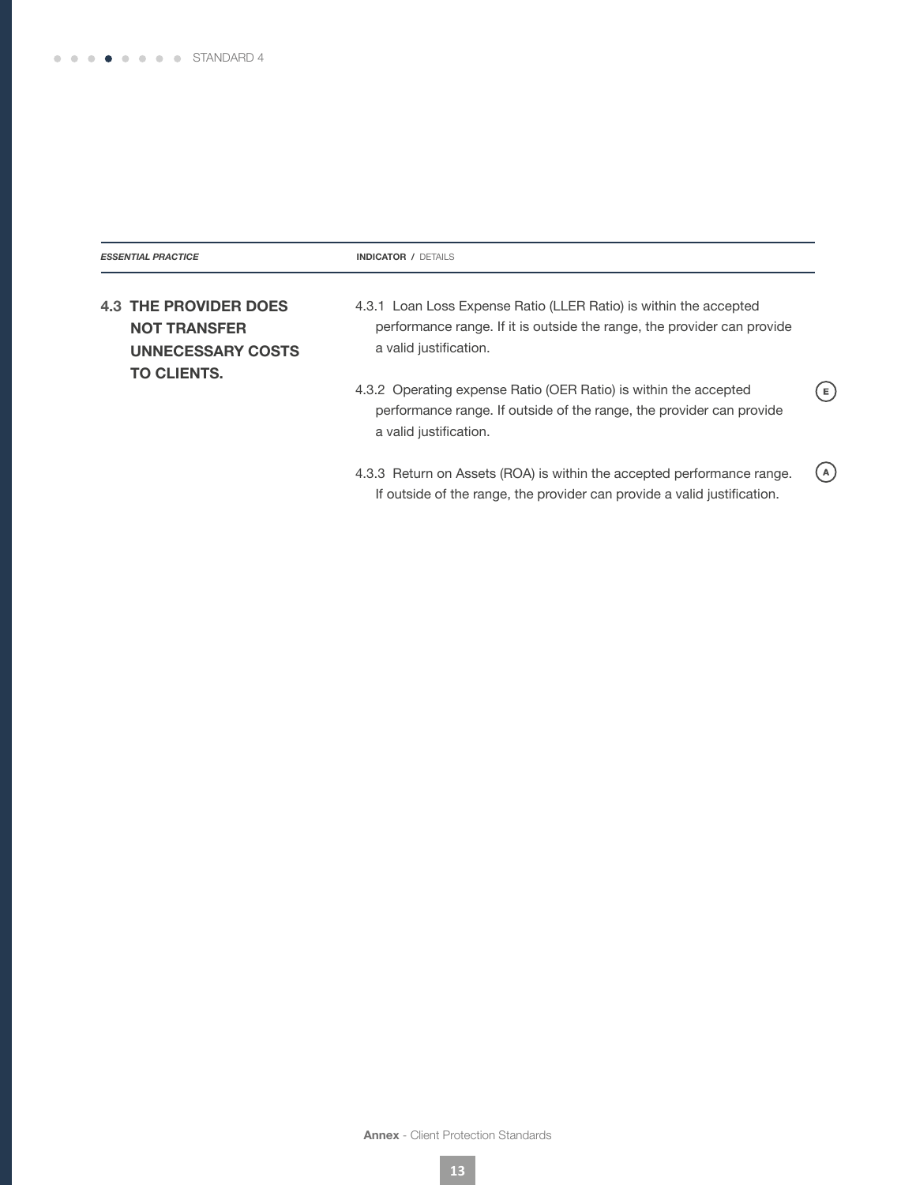| *ESSENTIAL PRACTICE* | **INDICATOR** / DETAILS | |
|---|---|---|
| **4.3 THE PROVIDER DOES NOT TRANSFER UNNECESSARY COSTS TO CLIENTS.** | 4.3.1 Loan Loss Expense Ratio (LLER Ratio) is within the accepted performance range. If it is outside the range, the provider can provide a valid justification. | |
| | 4.3.2 Operating expense Ratio (OER Ratio) is within the accepted performance range. If outside of the range, the provider can provide a valid justification. | E |
| | 4.3.3 Return on Assets (ROA) is within the accepted performance range. If outside of the range, the provider can provide a valid justification. | A |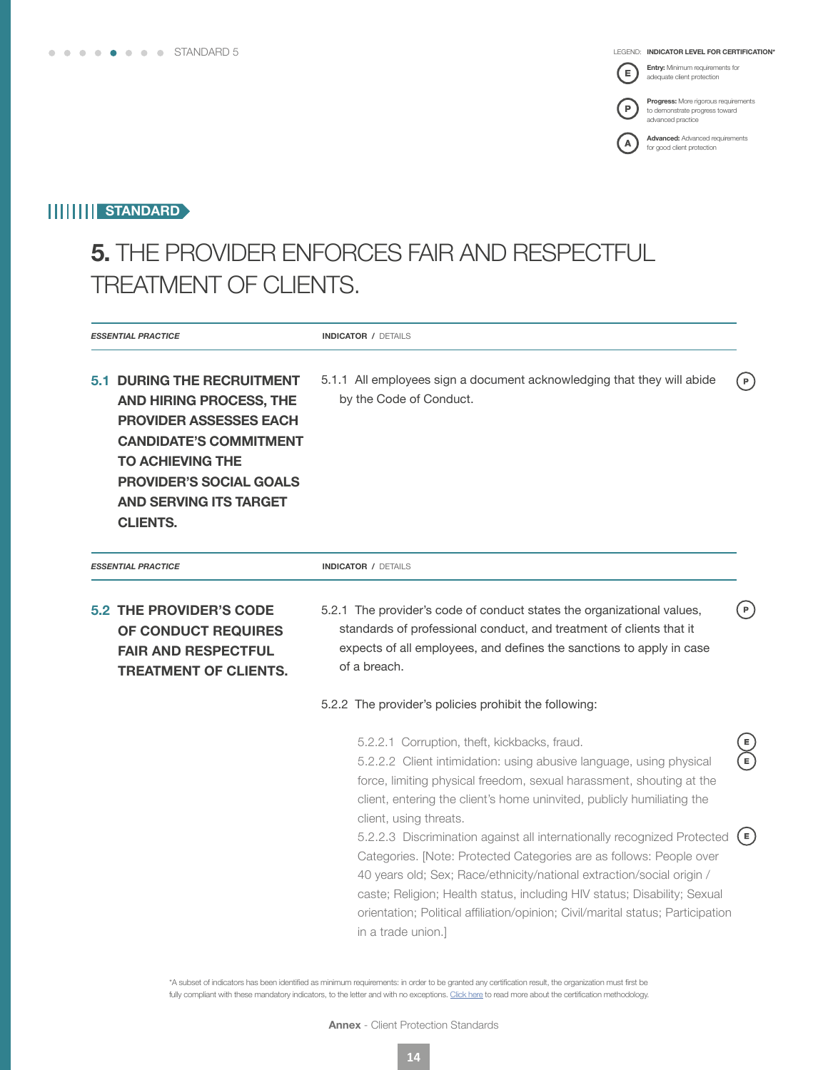STANDARD 5

LEGEND: **INDICATOR LEVEL FOR CERTIFICATION***

- (E) **Entry:** Minimum requirements for adequate client protection
- (P) **Progress:** More rigorous requirements to demonstrate progress toward advanced practice
- (A) **Advanced:** Advanced requirements for good client protection

STANDARD

# 5. THE PROVIDER ENFORCES FAIR AND RESPECTFUL TREATMENT OF CLIENTS.

| *ESSENTIAL PRACTICE* | **INDICATOR** / DETAILS | |
|---|---|---|
| **5.1 DURING THE RECRUITMENT AND HIRING PROCESS, THE PROVIDER ASSESSES EACH CANDIDATE'S COMMITMENT TO ACHIEVING THE PROVIDER'S SOCIAL GOALS AND SERVING ITS TARGET CLIENTS.** | 5.1.1 All employees sign a document acknowledging that they will abide by the Code of Conduct. | P |

| *ESSENTIAL PRACTICE* | **INDICATOR** / DETAILS | |
|---|---|---|
| **5.2 THE PROVIDER'S CODE OF CONDUCT REQUIRES FAIR AND RESPECTFUL TREATMENT OF CLIENTS.** | 5.2.1 The provider's code of conduct states the organizational values, standards of professional conduct, and treatment of clients that it expects of all employees, and defines the sanctions to apply in case of a breach. | P |
| | 5.2.2 The provider's policies prohibit the following: | |
| | 5.2.2.1 Corruption, theft, kickbacks, fraud. | E |
| | 5.2.2.2 Client intimidation: using abusive language, using physical force, limiting physical freedom, sexual harassment, shouting at the client, entering the client's home uninvited, publicly humiliating the client, using threats. | E |
| | 5.2.2.3 Discrimination against all internationally recognized Protected Categories. [Note: Protected Categories are as follows: People over 40 years old; Sex; Race/ethnicity/national extraction/social origin / caste; Religion; Health status, including HIV status; Disability; Sexual orientation; Political affiliation/opinion; Civil/marital status; Participation in a trade union.] | E |

*A subset of indicators has been identified as minimum requirements: in order to be granted any certification result, the organization must first be fully compliant with these mandatory indicators, to the letter and with no exceptions. Click here to read more about the certification methodology.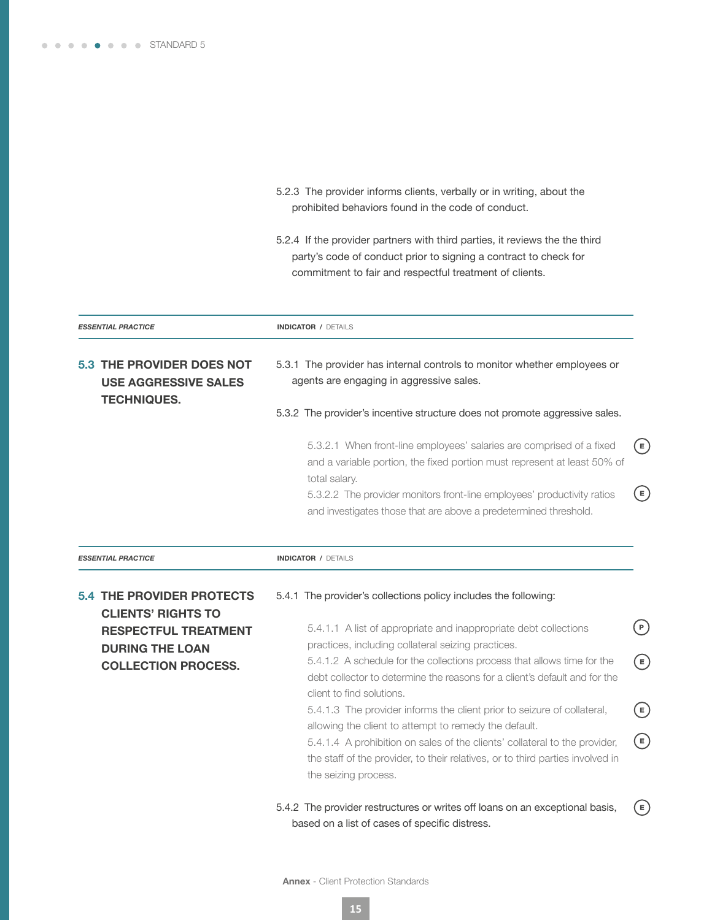5.2.3 The provider informs clients, verbally or in writing, about the prohibited behaviors found in the code of conduct.

5.2.4 If the provider partners with third parties, it reviews the the third party's code of conduct prior to signing a contract to check for commitment to fair and respectful treatment of clients.

| *ESSENTIAL PRACTICE* | **INDICATOR** / DETAILS | |
|---|---|---|
| **5.3 THE PROVIDER DOES NOT USE AGGRESSIVE SALES TECHNIQUES.** | 5.3.1 The provider has internal controls to monitor whether employees or agents are engaging in aggressive sales. | |
| | 5.3.2 The provider's incentive structure does not promote aggressive sales. | |
| | 5.3.2.1 When front-line employees' salaries are comprised of a fixed and a variable portion, the fixed portion must represent at least 50% of total salary. | E |
| | 5.3.2.2 The provider monitors front-line employees' productivity ratios and investigates those that are above a predetermined threshold. | E |

| *ESSENTIAL PRACTICE* | **INDICATOR** / DETAILS | |
|---|---|---|
| **5.4 THE PROVIDER PROTECTS CLIENTS' RIGHTS TO RESPECTFUL TREATMENT DURING THE LOAN COLLECTION PROCESS.** | 5.4.1 The provider's collections policy includes the following: | |
| | 5.4.1.1 A list of appropriate and inappropriate debt collections practices, including collateral seizing practices. | P |
| | 5.4.1.2 A schedule for the collections process that allows time for the debt collector to determine the reasons for a client's default and for the client to find solutions. | E |
| | 5.4.1.3 The provider informs the client prior to seizure of collateral, allowing the client to attempt to remedy the default. | E |
| | 5.4.1.4 A prohibition on sales of the clients' collateral to the provider, the staff of the provider, to their relatives, or to third parties involved in the seizing process. | E |
| | 5.4.2 The provider restructures or writes off loans on an exceptional basis, based on a list of cases of specific distress. | E |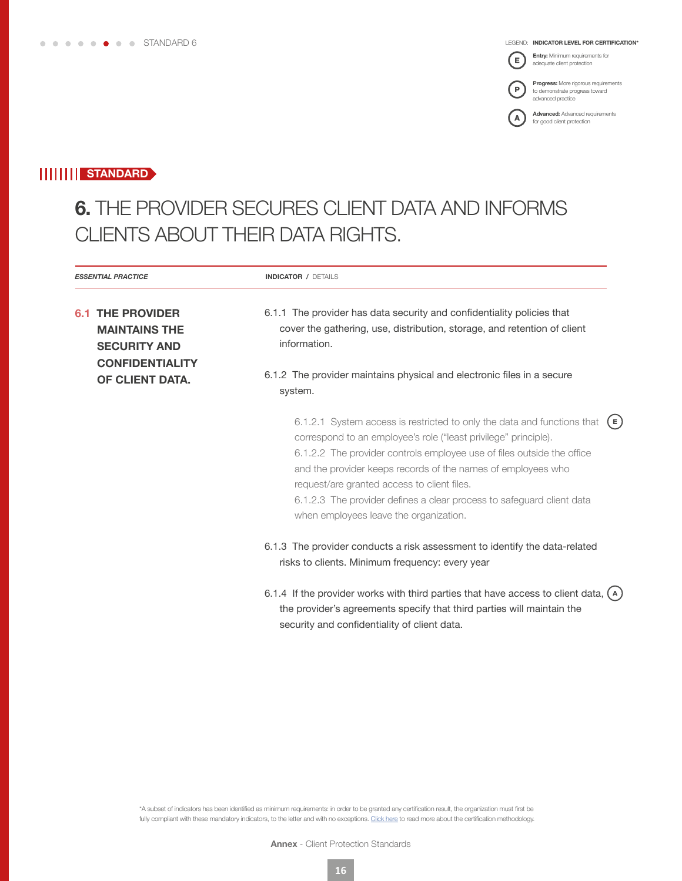STANDARD 6

LEGEND: **INDICATOR LEVEL FOR CERTIFICATION***

- **E** — **Entry:** Minimum requirements for adequate client protection
- **P** — **Progress:** More rigorous requirements to demonstrate progress toward advanced practice
- **A** — **Advanced:** Advanced requirements for good client protection

**STANDARD**

# **6.** THE PROVIDER SECURES CLIENT DATA AND INFORMS CLIENTS ABOUT THEIR DATA RIGHTS.

| *ESSENTIAL PRACTICE* | **INDICATOR** / DETAILS |
|---|---|
| **6.1 THE PROVIDER MAINTAINS THE SECURITY AND CONFIDENTIALITY OF CLIENT DATA.** | 6.1.1 The provider has data security and confidentiality policies that cover the gathering, use, distribution, storage, and retention of client information. |
| | 6.1.2 The provider maintains physical and electronic files in a secure system. |
| | 6.1.2.1 System access is restricted to only the data and functions that correspond to an employee's role ("least privilege" principle). **(E)** |
| | 6.1.2.2 The provider controls employee use of files outside the office and the provider keeps records of the names of employees who request/are granted access to client files. |
| | 6.1.2.3 The provider defines a clear process to safeguard client data when employees leave the organization. |
| | 6.1.3 The provider conducts a risk assessment to identify the data-related risks to clients. Minimum frequency: every year |
| | 6.1.4 If the provider works with third parties that have access to client data, the provider's agreements specify that third parties will maintain the security and confidentiality of client data. **(A)** |

*A subset of indicators has been identified as minimum requirements: in order to be granted any certification result, the organization must first be fully compliant with these mandatory indicators, to the letter and with no exceptions. Click here to read more about the certification methodology.

**Annex** - Client Protection Standards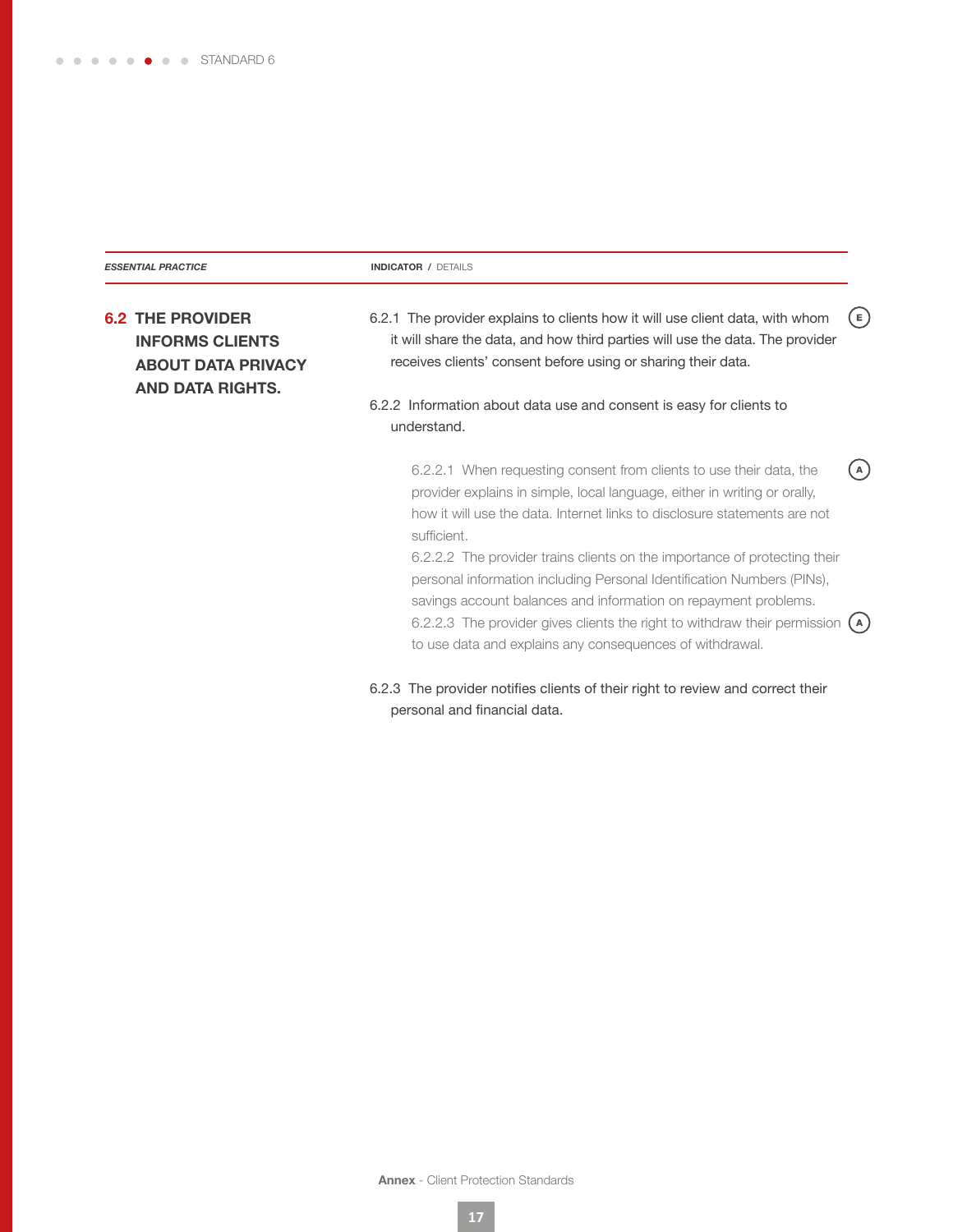| *ESSENTIAL PRACTICE* | **INDICATOR** / DETAILS | |
|---|---|---|
| **6.2 THE PROVIDER INFORMS CLIENTS ABOUT DATA PRIVACY AND DATA RIGHTS.** | 6.2.1 The provider explains to clients how it will use client data, with whom it will share the data, and how third parties will use the data. The provider receives clients' consent before using or sharing their data. | E |
| | 6.2.2 Information about data use and consent is easy for clients to understand. | |
| | 6.2.2.1 When requesting consent from clients to use their data, the provider explains in simple, local language, either in writing or orally, how it will use the data. Internet links to disclosure statements are not sufficient. | A |
| | 6.2.2.2 The provider trains clients on the importance of protecting their personal information including Personal Identification Numbers (PINs), savings account balances and information on repayment problems. | |
| | 6.2.2.3 The provider gives clients the right to withdraw their permission to use data and explains any consequences of withdrawal. | A |
| | 6.2.3 The provider notifies clients of their right to review and correct their personal and financial data. | |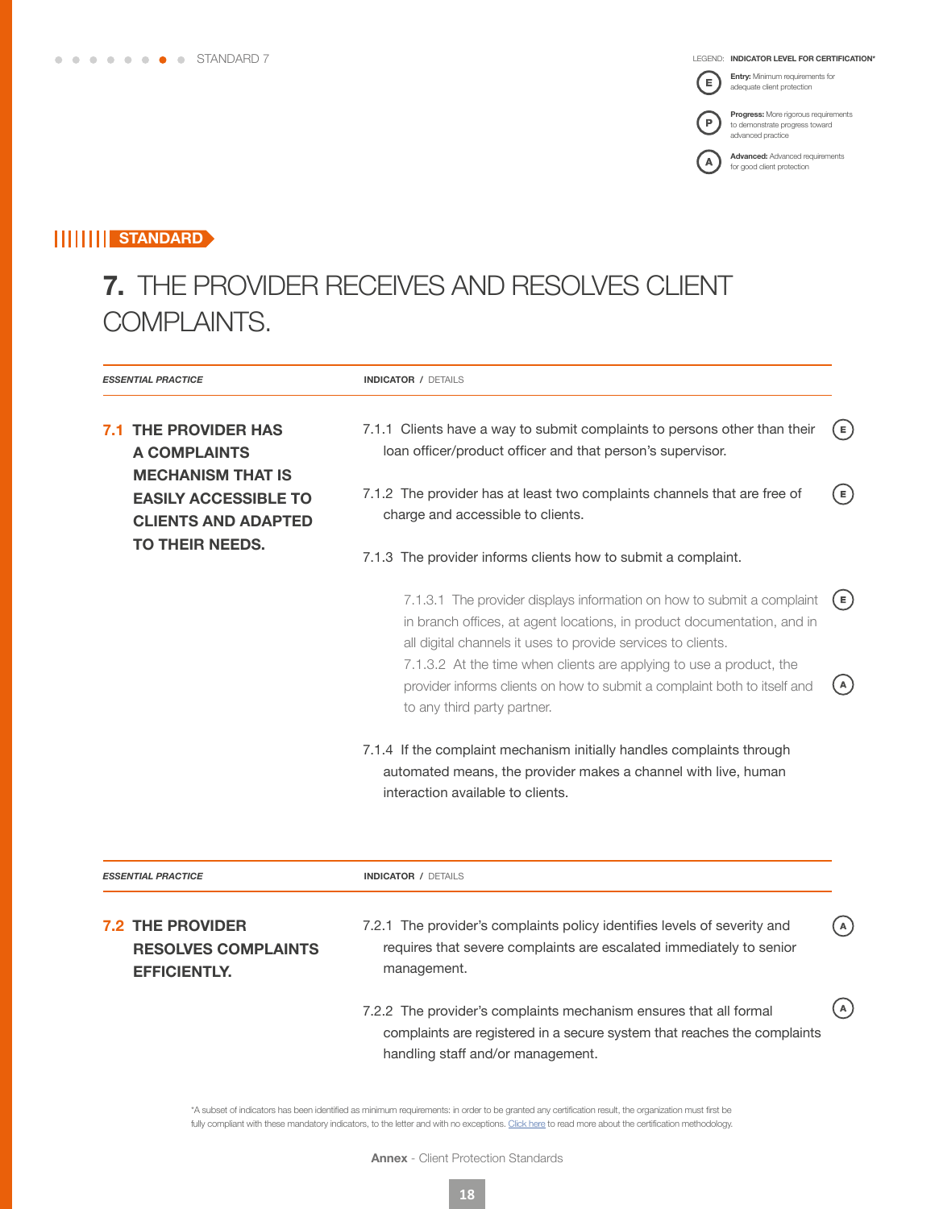LEGEND: **INDICATOR LEVEL FOR CERTIFICATION***

- **E** — **Entry:** Minimum requirements for adequate client protection
- **P** — **Progress:** More rigorous requirements to demonstrate progress toward advanced practice
- **A** — **Advanced:** Advanced requirements for good client protection

STANDARD

# 7. THE PROVIDER RECEIVES AND RESOLVES CLIENT COMPLAINTS.

| *ESSENTIAL PRACTICE* | **INDICATOR** / DETAILS | |
|---|---|---|
| **7.1 THE PROVIDER HAS A COMPLAINTS MECHANISM THAT IS EASILY ACCESSIBLE TO CLIENTS AND ADAPTED TO THEIR NEEDS.** | 7.1.1 Clients have a way to submit complaints to persons other than their loan officer/product officer and that person's supervisor. | E |
| | 7.1.2 The provider has at least two complaints channels that are free of charge and accessible to clients. | E |
| | 7.1.3 The provider informs clients how to submit a complaint. | |
| | 7.1.3.1 The provider displays information on how to submit a complaint in branch offices, at agent locations, in product documentation, and in all digital channels it uses to provide services to clients. | E |
| | 7.1.3.2 At the time when clients are applying to use a product, the provider informs clients on how to submit a complaint both to itself and to any third party partner. | A |
| | 7.1.4 If the complaint mechanism initially handles complaints through automated means, the provider makes a channel with live, human interaction available to clients. | |

| *ESSENTIAL PRACTICE* | **INDICATOR** / DETAILS | |
|---|---|---|
| **7.2 THE PROVIDER RESOLVES COMPLAINTS EFFICIENTLY.** | 7.2.1 The provider's complaints policy identifies levels of severity and requires that severe complaints are escalated immediately to senior management. | A |
| | 7.2.2 The provider's complaints mechanism ensures that all formal complaints are registered in a secure system that reaches the complaints handling staff and/or management. | A |

*A subset of indicators has been identified as minimum requirements: in order to be granted any certification result, the organization must first be fully compliant with these mandatory indicators, to the letter and with no exceptions. Click here to read more about the certification methodology.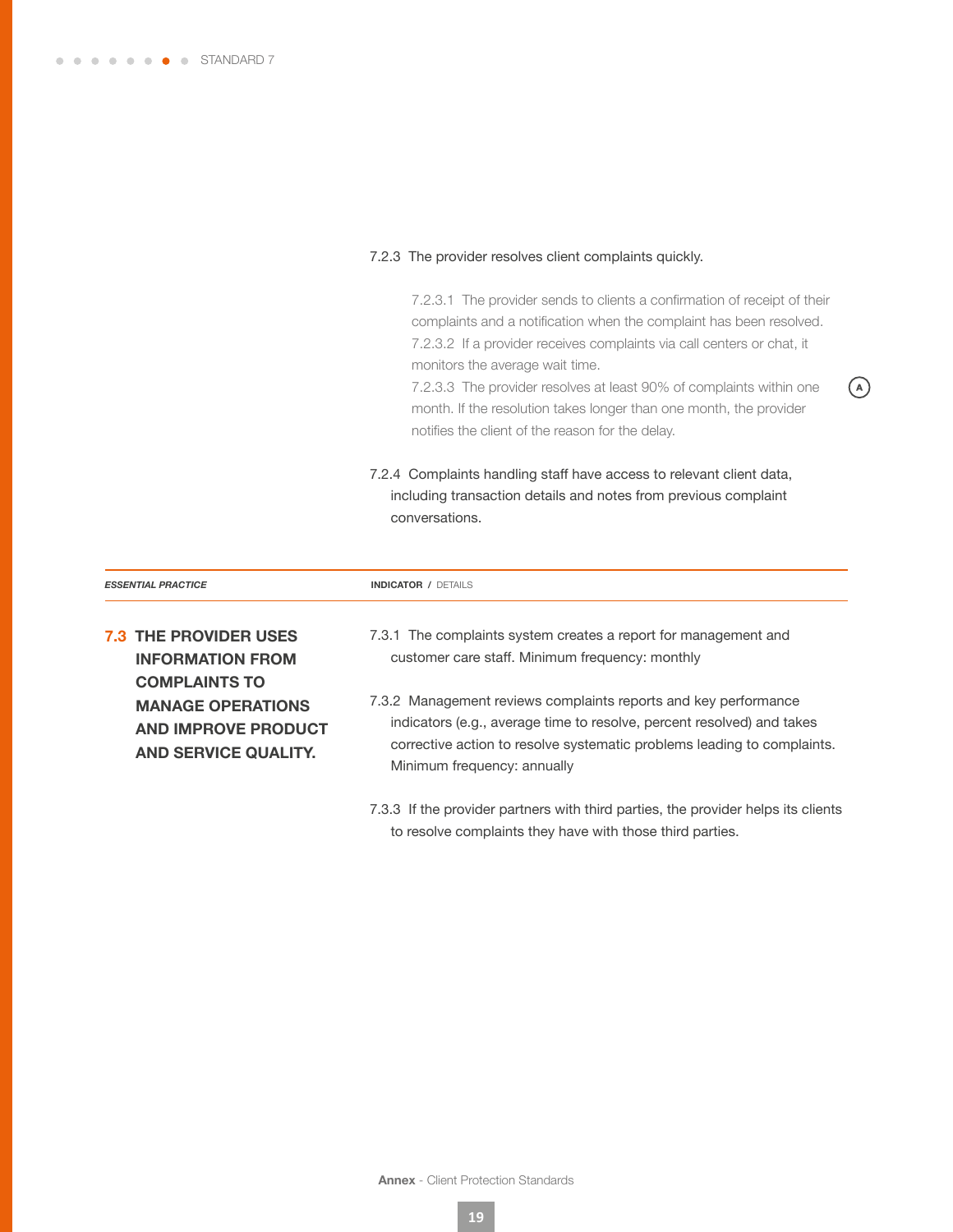7.2.3 The provider resolves client complaints quickly.

- 7.2.3.1 The provider sends to clients a confirmation of receipt of their complaints and a notification when the complaint has been resolved.
- 7.2.3.2 If a provider receives complaints via call centers or chat, it monitors the average wait time.
- 7.2.3.3 The provider resolves at least 90% of complaints within one month. If the resolution takes longer than one month, the provider notifies the client of the reason for the delay. (A)

7.2.4 Complaints handling staff have access to relevant client data, including transaction details and notes from previous complaint conversations.

| *ESSENTIAL PRACTICE* | **INDICATOR** / DETAILS |
|---|---|
| **7.3 THE PROVIDER USES INFORMATION FROM COMPLAINTS TO MANAGE OPERATIONS AND IMPROVE PRODUCT AND SERVICE QUALITY.** | 7.3.1 The complaints system creates a report for management and customer care staff. Minimum frequency: monthly<br><br>7.3.2 Management reviews complaints reports and key performance indicators (e.g., average time to resolve, percent resolved) and takes corrective action to resolve systematic problems leading to complaints. Minimum frequency: annually<br><br>7.3.3 If the provider partners with third parties, the provider helps its clients to resolve complaints they have with those third parties. |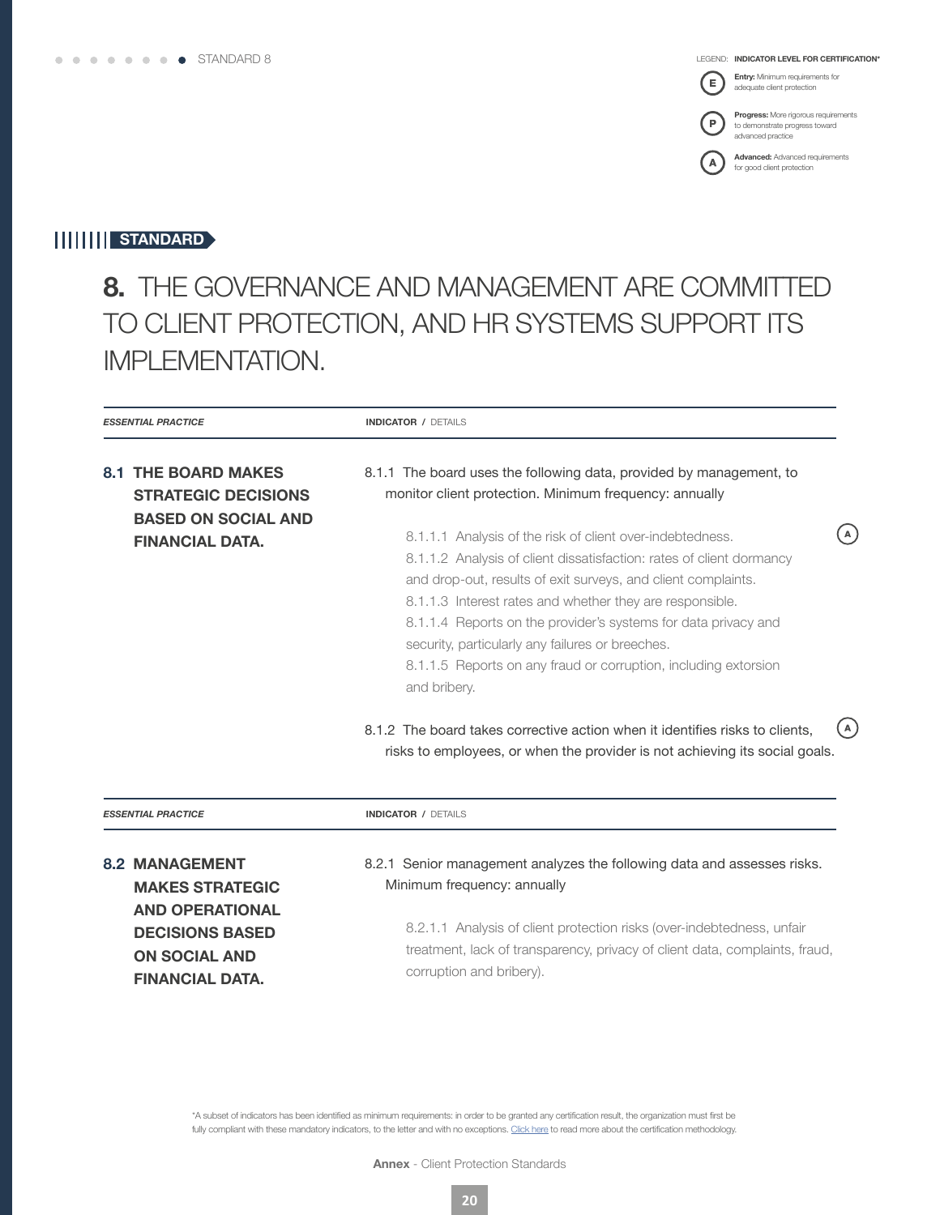LEGEND: **INDICATOR LEVEL FOR CERTIFICATION***

- **E** — **Entry:** Minimum requirements for adequate client protection
- **P** — **Progress:** More rigorous requirements to demonstrate progress toward advanced practice
- **A** — **Advanced:** Advanced requirements for good client protection

**STANDARD**

# 8. THE GOVERNANCE AND MANAGEMENT ARE COMMITTED TO CLIENT PROTECTION, AND HR SYSTEMS SUPPORT ITS IMPLEMENTATION.

| *ESSENTIAL PRACTICE* | **INDICATOR** / DETAILS | |
|---|---|---|
| **8.1 THE BOARD MAKES STRATEGIC DECISIONS BASED ON SOCIAL AND FINANCIAL DATA.** | 8.1.1 The board uses the following data, provided by management, to monitor client protection. Minimum frequency: annually<br><br>8.1.1.1 Analysis of the risk of client over-indebtedness.<br>8.1.1.2 Analysis of client dissatisfaction: rates of client dormancy and drop-out, results of exit surveys, and client complaints.<br>8.1.1.3 Interest rates and whether they are responsible.<br>8.1.1.4 Reports on the provider's systems for data privacy and security, particularly any failures or breeches.<br>8.1.1.5 Reports on any fraud or corruption, including extorsion and bribery. | A |
| | 8.1.2 The board takes corrective action when it identifies risks to clients, risks to employees, or when the provider is not achieving its social goals. | A |

| *ESSENTIAL PRACTICE* | **INDICATOR** / DETAILS |
|---|---|
| **8.2 MANAGEMENT MAKES STRATEGIC AND OPERATIONAL DECISIONS BASED ON SOCIAL AND FINANCIAL DATA.** | 8.2.1 Senior management analyzes the following data and assesses risks. Minimum frequency: annually<br><br>8.2.1.1 Analysis of client protection risks (over-indebtedness, unfair treatment, lack of transparency, privacy of client data, complaints, fraud, corruption and bribery). |

*A subset of indicators has been identified as minimum requirements: in order to be granted any certification result, the organization must first be fully compliant with these mandatory indicators, to the letter and with no exceptions. Click here to read more about the certification methodology.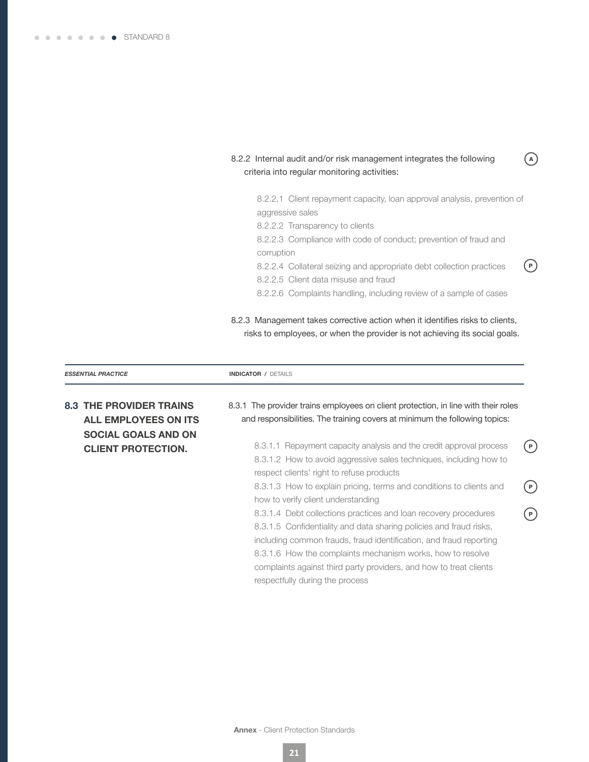8.2.2 Internal audit and/or risk management integrates the following criteria into regular monitoring activities: (A)

- 8.2.2.1 Client repayment capacity, loan approval analysis, prevention of aggressive sales
- 8.2.2.2 Transparency to clients
- 8.2.2.3 Compliance with code of conduct; prevention of fraud and corruption
- 8.2.2.4 Collateral seizing and appropriate debt collection practices (P)
- 8.2.2.5 Client data misuse and fraud
- 8.2.2.6 Complaints handling, including review of a sample of cases

8.2.3 Management takes corrective action when it identifies risks to clients, risks to employees, or when the provider is not achieving its social goals.

| ESSENTIAL PRACTICE | INDICATOR / DETAILS |
|---|---|
| **8.3 THE PROVIDER TRAINS ALL EMPLOYEES ON ITS SOCIAL GOALS AND ON CLIENT PROTECTION.** | 8.3.1 The provider trains employees on client protection, in line with their roles and responsibilities. The training covers at minimum the following topics:<br><br>8.3.1.1 Repayment capacity analysis and the credit approval process (P)<br>8.3.1.2 How to avoid aggressive sales techniques, including how to respect clients' right to refuse products<br>8.3.1.3 How to explain pricing, terms and conditions to clients and how to verify client understanding (P)<br>8.3.1.4 Debt collections practices and loan recovery procedures (P)<br>8.3.1.5 Confidentiality and data sharing policies and fraud risks, including common frauds, fraud identification, and fraud reporting<br>8.3.1.6 How the complaints mechanism works, how to resolve complaints against third party providers, and how to treat clients respectfully during the process |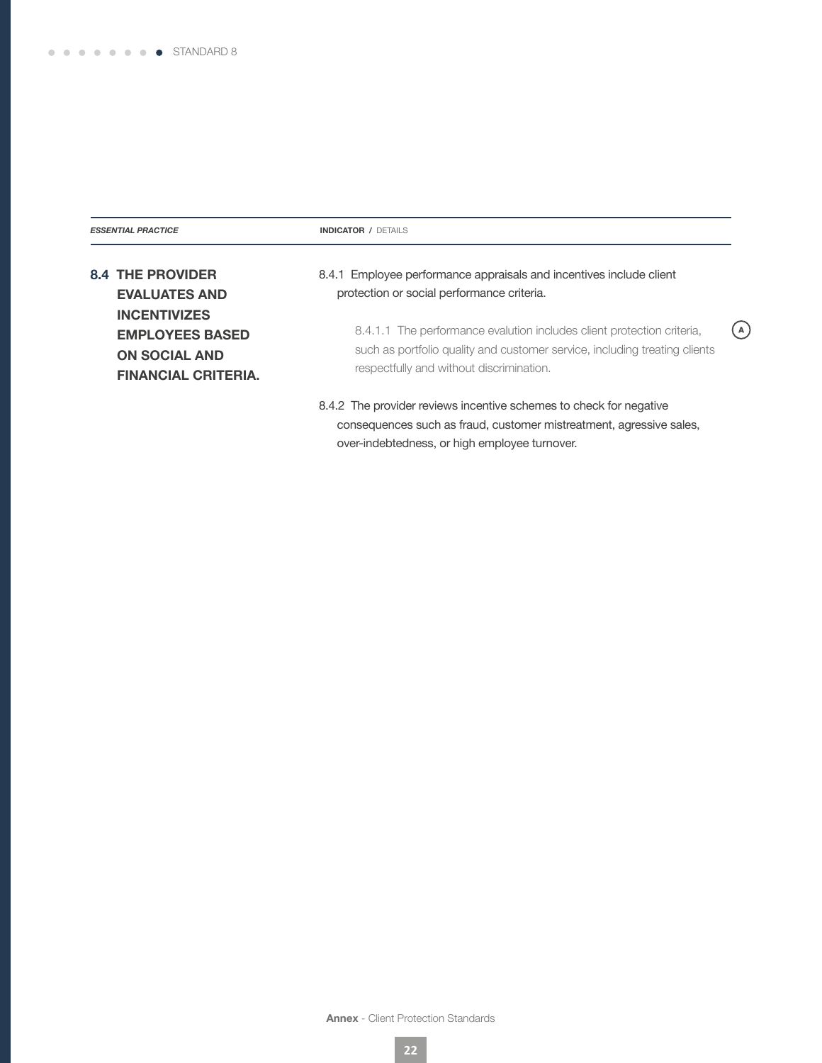| *ESSENTIAL PRACTICE* | **INDICATOR** / DETAILS | |
|---|---|---|
| **8.4 THE PROVIDER EVALUATES AND INCENTIVIZES EMPLOYEES BASED ON SOCIAL AND FINANCIAL CRITERIA.** | 8.4.1 Employee performance appraisals and incentives include client protection or social performance criteria. | |
| | 8.4.1.1 The performance evalution includes client protection criteria, such as portfolio quality and customer service, including treating clients respectfully and without discrimination. | A |
| | 8.4.2 The provider reviews incentive schemes to check for negative consequences such as fraud, customer mistreatment, agressive sales, over-indebtedness, or high employee turnover. | |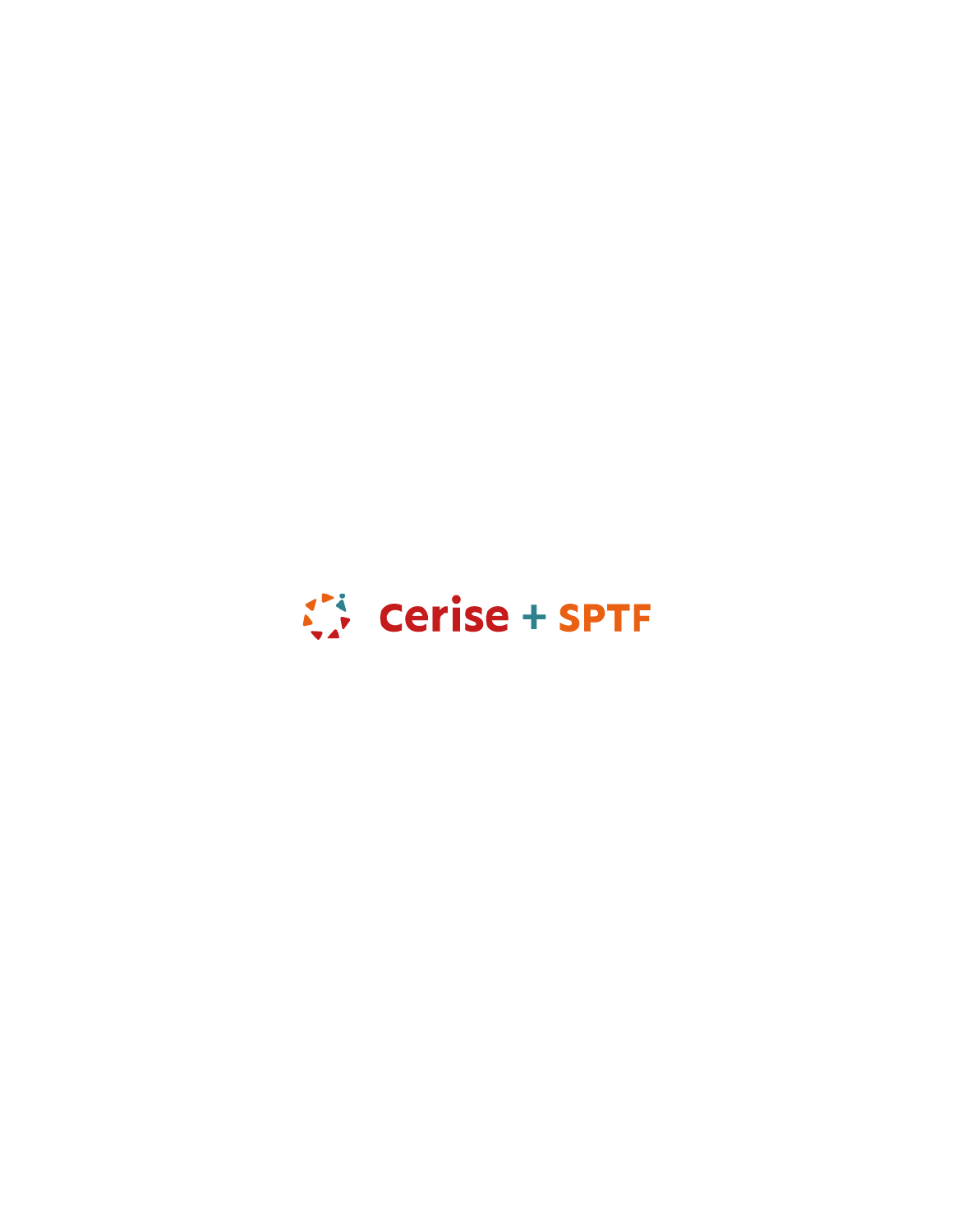Cerise + SPTF